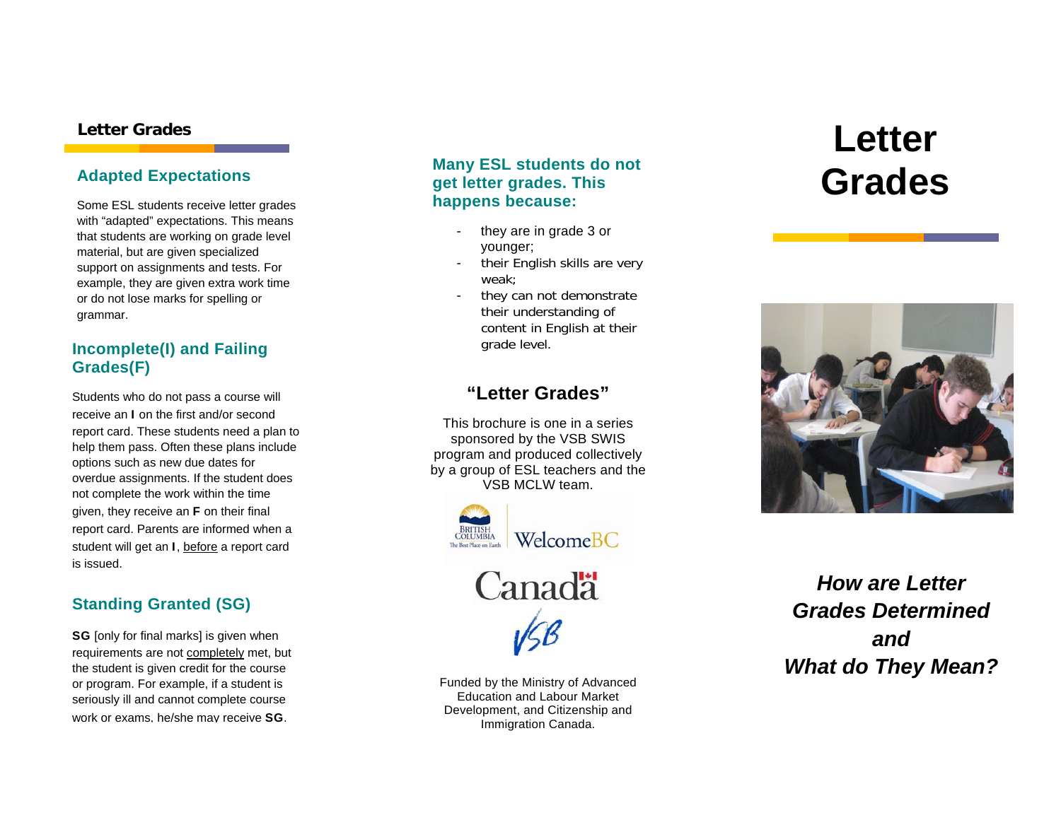## Letter Grades

### Adapted Expectations

Some ESL students receive letter grades with "adapted" expectations. This means that students are working on grade level material, but are given specialized support on assignments and tests. For example, they are given extra work time or do not lose marks for spelling or grammar.

### Incomplete(I) and Failing Grades(F)

Students who do not pass a course will receive an **I** on the first and/or second report card. These students need a plan to help them pass. Often these plans include options such as new due dates for overdue assignments. If the student does not complete the work within the time given, they receive an **F** on their final report card. Parents are informed when a student will get an **I**, before a report card is issued.

### Standing Granted (SG)

**SG** [only for final marks] is given when requirements are not completely met, but the student is given credit for the course or program. For example, if a student is seriously ill and cannot complete course work or exams, he/she may receive **SG**.

### Many ESL students do not get letter grades. This happens because:

- they are in grade 3 or younger;
- their English skills are very weak;
- they can not demonstrate their understanding of content in English at their grade level.

## "Letter Grades"

This brochure is one in a series sponsored by the VSB SWIS program and produced collectively by a group of ESL teachers and the VSB MCLW team.

British Columbia The Best Place on Earth | WelcomeBC

Canada

VSB

Funded by the Ministry of Advanced Education and Labour Market Development, and Citizenship and Immigration Canada.

# Letter Grades

***How are Letter Grades Determined and What do They Mean?***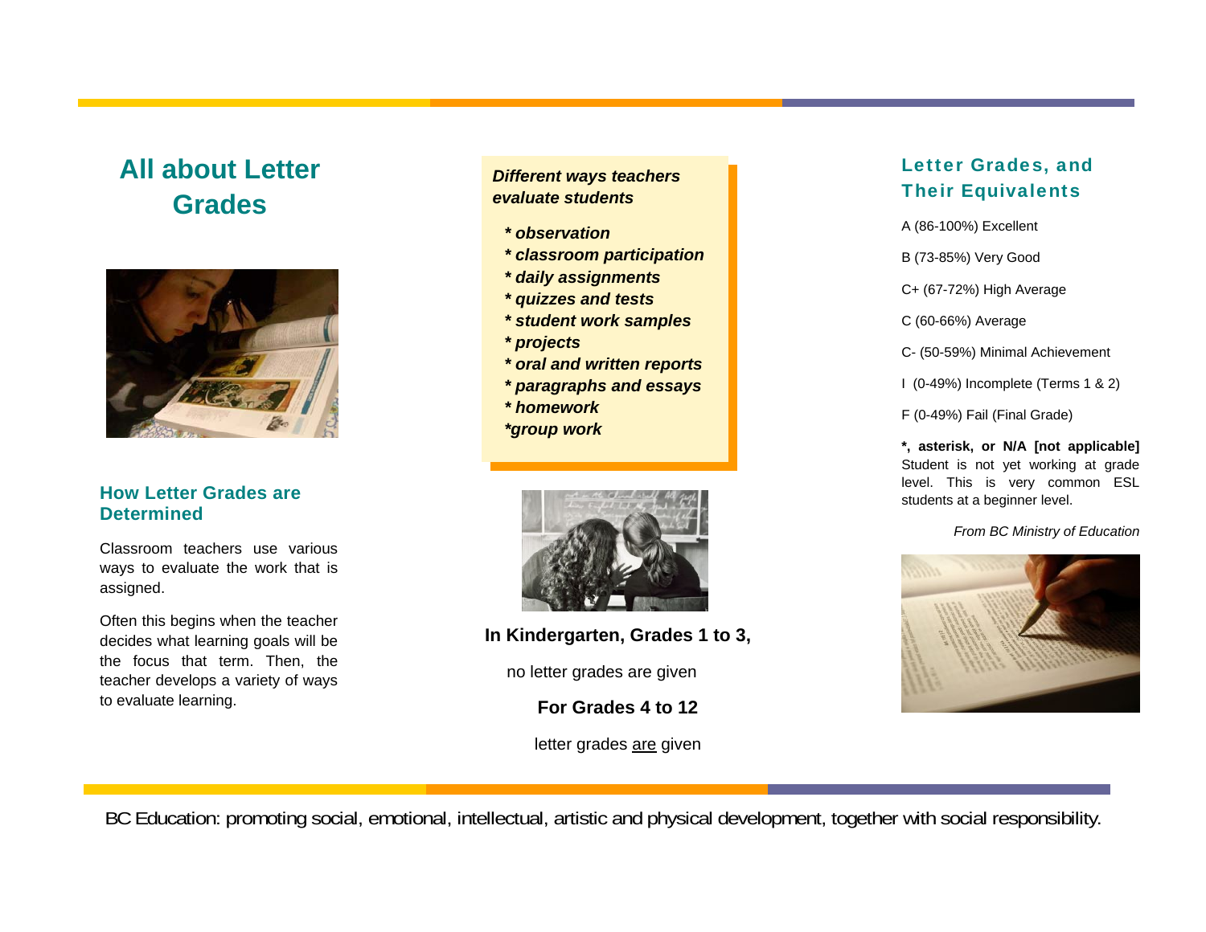# All about Letter Grades

### How Letter Grades are Determined

Classroom teachers use various ways to evaluate the work that is assigned.

Often this begins when the teacher decides what learning goals will be the focus that term. Then, the teacher develops a variety of ways to evaluate learning.

***Different ways teachers evaluate students***

***\* observation***
***\* classroom participation***
***\* daily assignments***
***\* quizzes and tests***
***\* student work samples***
***\* projects***
***\* oral and written reports***
***\* paragraphs and essays***
***\* homework***
***\*group work***

**In Kindergarten, Grades 1 to 3,**

no letter grades are given

**For Grades 4 to 12**

letter grades are given

### Letter Grades, and Their Equivalents

A (86-100%) Excellent

B (73-85%) Very Good

C+ (67-72%) High Average

C (60-66%) Average

C- (50-59%) Minimal Achievement

I (0-49%) Incomplete (Terms 1 & 2)

F (0-49%) Fail (Final Grade)

**\*, asterisk, or N/A [not applicable]** Student is not yet working at grade level. This is very common ESL students at a beginner level.

*From BC Ministry of Education*

BC Education: promoting social, emotional, intellectual, artistic and physical development, together with social responsibility.